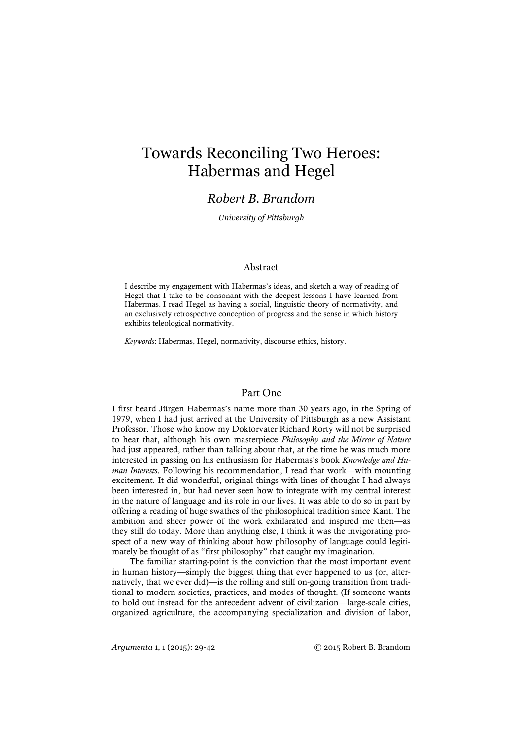# Towards Reconciling Two Heroes: Habermas and Hegel

*Robert B. Brandom*

*University of Pittsburgh*

## Abstract

I describe my engagement with Habermas's ideas, and sketch a way of reading of Hegel that I take to be consonant with the deepest lessons I have learned from Habermas. I read Hegel as having a social, linguistic theory of normativity, and an exclusively retrospective conception of progress and the sense in which history exhibits teleological normativity.

*Keywords*: Habermas, Hegel, normativity, discourse ethics, history.

## Part One

I first heard Jürgen Habermas's name more than 30 years ago, in the Spring of 1979, when I had just arrived at the University of Pittsburgh as a new Assistant Professor. Those who know my Doktorvater Richard Rorty will not be surprised to hear that, although his own masterpiece *Philosophy and the Mirror of Nature* had just appeared, rather than talking about that, at the time he was much more interested in passing on his enthusiasm for Habermas's book *Knowledge and Human Interests*. Following his recommendation, I read that work—with mounting excitement. It did wonderful, original things with lines of thought I had always been interested in, but had never seen how to integrate with my central interest in the nature of language and its role in our lives. It was able to do so in part by offering a reading of huge swathes of the philosophical tradition since Kant. The ambition and sheer power of the work exhilarated and inspired me then—as they still do today. More than anything else, I think it was the invigorating prospect of a new way of thinking about how philosophy of language could legitimately be thought of as "first philosophy" that caught my imagination.

The familiar starting-point is the conviction that the most important event in human history—simply the biggest thing that ever happened to us (or, alternatively, that we ever did)—is the rolling and still on-going transition from traditional to modern societies, practices, and modes of thought. (If someone wants to hold out instead for the antecedent advent of civilization—large-scale cities, organized agriculture, the accompanying specialization and division of labor,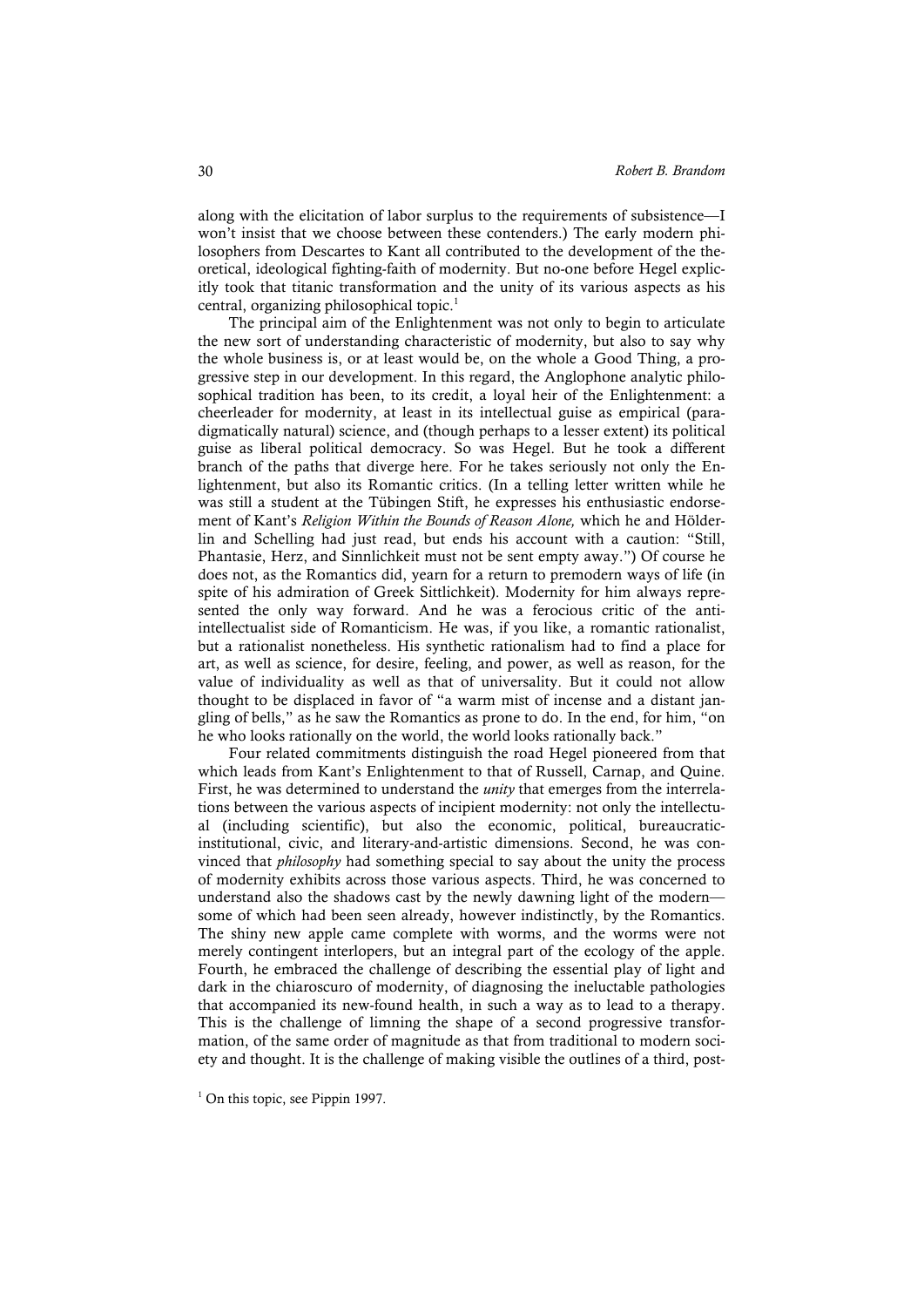along with the elicitation of labor surplus to the requirements of subsistence—I won't insist that we choose between these contenders.) The early modern philosophers from Descartes to Kant all contributed to the development of the theoretical, ideological fighting-faith of modernity. But no-one before Hegel explicitly took that titanic transformation and the unity of its various aspects as his central, organizing philosophical topic.[1]

The principal aim of the Enlightenment was not only to begin to articulate the new sort of understanding characteristic of modernity, but also to say why the whole business is, or at least would be, on the whole a Good Thing, a progressive step in our development. In this regard, the Anglophone analytic philosophical tradition has been, to its credit, a loyal heir of the Enlightenment: a cheerleader for modernity, at least in its intellectual guise as empirical (paradigmatically natural) science, and (though perhaps to a lesser extent) its political guise as liberal political democracy. So was Hegel. But he took a different branch of the paths that diverge here. For he takes seriously not only the Enlightenment, but also its Romantic critics. (In a telling letter written while he was still a student at the Tübingen Stift, he expresses his enthusiastic endorsement of Kant's *Religion Within the Bounds of Reason Alone,* which he and Hölderlin and Schelling had just read, but ends his account with a caution: "Still, Phantasie, Herz, and Sinnlichkeit must not be sent empty away.") Of course he does not, as the Romantics did, yearn for a return to premodern ways of life (in spite of his admiration of Greek Sittlichkeit). Modernity for him always represented the only way forward. And he was a ferocious critic of the anti-intellectualist side of Romanticism. He was, if you like, a romantic rationalist, but a rationalist nonetheless. His synthetic rationalism had to find a place for art, as well as science, for desire, feeling, and power, as well as reason, for the value of individuality as well as that of universality. But it could not allow thought to be displaced in favor of "a warm mist of incense and a distant jangling of bells," as he saw the Romantics as prone to do. In the end, for him, "on he who looks rationally on the world, the world looks rationally back."

Four related commitments distinguish the road Hegel pioneered from that which leads from Kant's Enlightenment to that of Russell, Carnap, and Quine. First, he was determined to understand the *unity* that emerges from the interrelations between the various aspects of incipient modernity: not only the intellectual (including scientific), but also the economic, political, bureaucratic-institutional, civic, and literary-and-artistic dimensions. Second, he was convinced that *philosophy* had something special to say about the unity the process of modernity exhibits across those various aspects. Third, he was concerned to understand also the shadows cast by the newly dawning light of the modern—some of which had been seen already, however indistinctly, by the Romantics. The shiny new apple came complete with worms, and the worms were not merely contingent interlopers, but an integral part of the ecology of the apple. Fourth, he embraced the challenge of describing the essential play of light and dark in the chiaroscuro of modernity, of diagnosing the ineluctable pathologies that accompanied its new-found health, in such a way as to lead to a therapy. This is the challenge of limning the shape of a second progressive transformation, of the same order of magnitude as that from traditional to modern society and thought. It is the challenge of making visible the outlines of a third, post-

[1] On this topic, see Pippin 1997.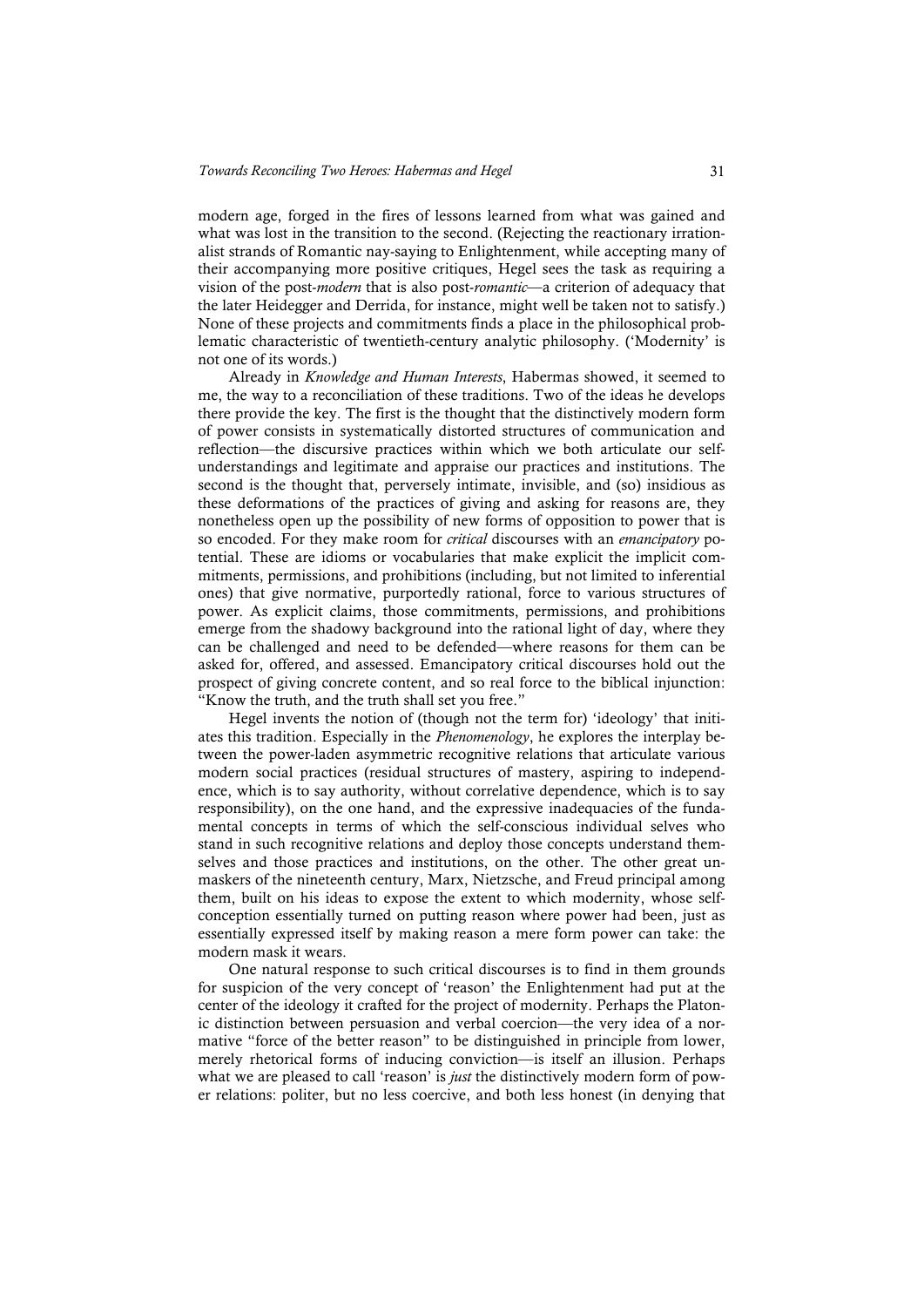modern age, forged in the fires of lessons learned from what was gained and what was lost in the transition to the second. (Rejecting the reactionary irrationalist strands of Romantic nay-saying to Enlightenment, while accepting many of their accompanying more positive critiques, Hegel sees the task as requiring a vision of the post-*modern* that is also post-*romantic*—a criterion of adequacy that the later Heidegger and Derrida, for instance, might well be taken not to satisfy.) None of these projects and commitments finds a place in the philosophical problematic characteristic of twentieth-century analytic philosophy. ('Modernity' is not one of its words.)

Already in *Knowledge and Human Interests*, Habermas showed, it seemed to me, the way to a reconciliation of these traditions. Two of the ideas he develops there provide the key. The first is the thought that the distinctively modern form of power consists in systematically distorted structures of communication and reflection—the discursive practices within which we both articulate our self-understandings and legitimate and appraise our practices and institutions. The second is the thought that, perversely intimate, invisible, and (so) insidious as these deformations of the practices of giving and asking for reasons are, they nonetheless open up the possibility of new forms of opposition to power that is so encoded. For they make room for *critical* discourses with an *emancipatory* potential. These are idioms or vocabularies that make explicit the implicit commitments, permissions, and prohibitions (including, but not limited to inferential ones) that give normative, purportedly rational, force to various structures of power. As explicit claims, those commitments, permissions, and prohibitions emerge from the shadowy background into the rational light of day, where they can be challenged and need to be defended—where reasons for them can be asked for, offered, and assessed. Emancipatory critical discourses hold out the prospect of giving concrete content, and so real force to the biblical injunction: "Know the truth, and the truth shall set you free."

Hegel invents the notion of (though not the term for) 'ideology' that initiates this tradition. Especially in the *Phenomenology*, he explores the interplay between the power-laden asymmetric recognitive relations that articulate various modern social practices (residual structures of mastery, aspiring to independence, which is to say authority, without correlative dependence, which is to say responsibility), on the one hand, and the expressive inadequacies of the fundamental concepts in terms of which the self-conscious individual selves who stand in such recognitive relations and deploy those concepts understand themselves and those practices and institutions, on the other. The other great unmaskers of the nineteenth century, Marx, Nietzsche, and Freud principal among them, built on his ideas to expose the extent to which modernity, whose self-conception essentially turned on putting reason where power had been, just as essentially expressed itself by making reason a mere form power can take: the modern mask it wears.

One natural response to such critical discourses is to find in them grounds for suspicion of the very concept of 'reason' the Enlightenment had put at the center of the ideology it crafted for the project of modernity. Perhaps the Platonic distinction between persuasion and verbal coercion—the very idea of a normative "force of the better reason" to be distinguished in principle from lower, merely rhetorical forms of inducing conviction—is itself an illusion. Perhaps what we are pleased to call 'reason' is *just* the distinctively modern form of power relations: politer, but no less coercive, and both less honest (in denying that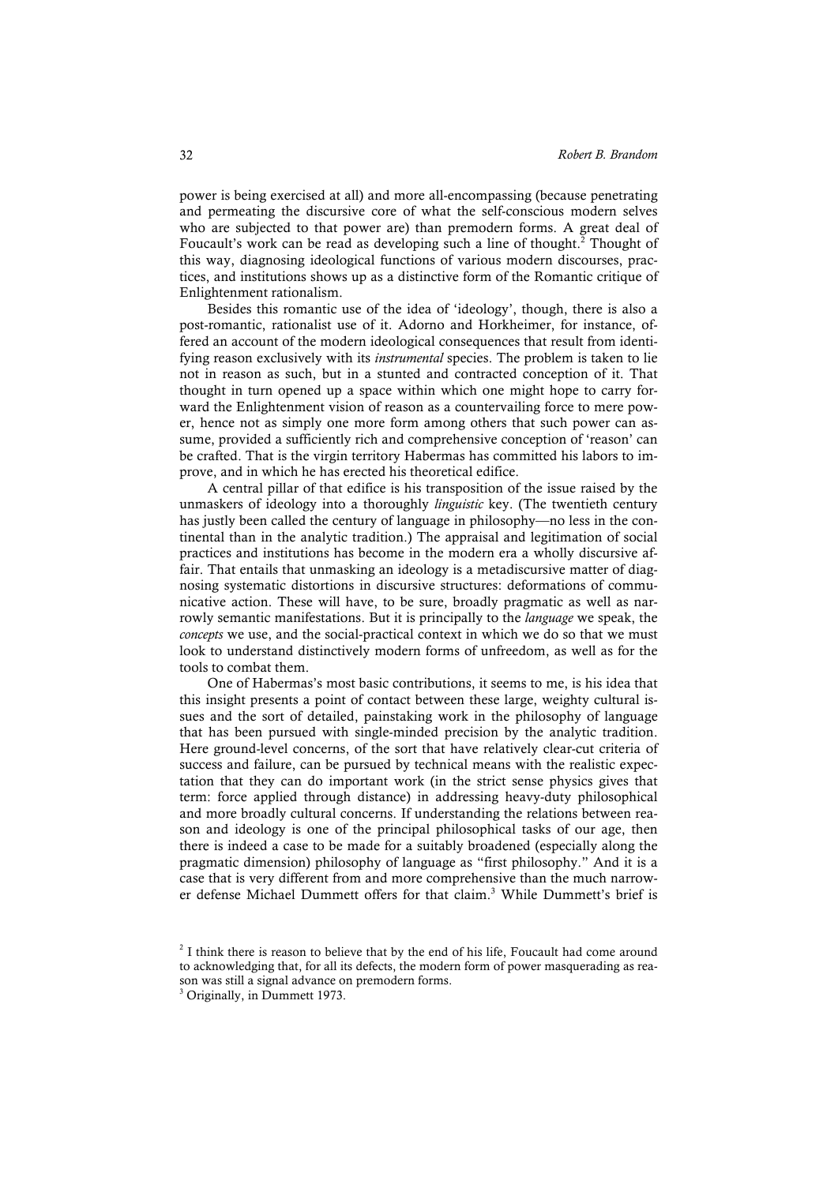power is being exercised at all) and more all-encompassing (because penetrating and permeating the discursive core of what the self-conscious modern selves who are subjected to that power are) than premodern forms. A great deal of Foucault's work can be read as developing such a line of thought.[2] Thought of this way, diagnosing ideological functions of various modern discourses, practices, and institutions shows up as a distinctive form of the Romantic critique of Enlightenment rationalism.

Besides this romantic use of the idea of 'ideology', though, there is also a post-romantic, rationalist use of it. Adorno and Horkheimer, for instance, offered an account of the modern ideological consequences that result from identifying reason exclusively with its *instrumental* species. The problem is taken to lie not in reason as such, but in a stunted and contracted conception of it. That thought in turn opened up a space within which one might hope to carry forward the Enlightenment vision of reason as a countervailing force to mere power, hence not as simply one more form among others that such power can assume, provided a sufficiently rich and comprehensive conception of 'reason' can be crafted. That is the virgin territory Habermas has committed his labors to improve, and in which he has erected his theoretical edifice.

A central pillar of that edifice is his transposition of the issue raised by the unmaskers of ideology into a thoroughly *linguistic* key. (The twentieth century has justly been called the century of language in philosophy—no less in the continental than in the analytic tradition.) The appraisal and legitimation of social practices and institutions has become in the modern era a wholly discursive affair. That entails that unmasking an ideology is a metadiscursive matter of diagnosing systematic distortions in discursive structures: deformations of communicative action. These will have, to be sure, broadly pragmatic as well as narrowly semantic manifestations. But it is principally to the *language* we speak, the *concepts* we use, and the social-practical context in which we do so that we must look to understand distinctively modern forms of unfreedom, as well as for the tools to combat them.

One of Habermas's most basic contributions, it seems to me, is his idea that this insight presents a point of contact between these large, weighty cultural issues and the sort of detailed, painstaking work in the philosophy of language that has been pursued with single-minded precision by the analytic tradition. Here ground-level concerns, of the sort that have relatively clear-cut criteria of success and failure, can be pursued by technical means with the realistic expectation that they can do important work (in the strict sense physics gives that term: force applied through distance) in addressing heavy-duty philosophical and more broadly cultural concerns. If understanding the relations between reason and ideology is one of the principal philosophical tasks of our age, then there is indeed a case to be made for a suitably broadened (especially along the pragmatic dimension) philosophy of language as "first philosophy." And it is a case that is very different from and more comprehensive than the much narrower defense Michael Dummett offers for that claim.[3] While Dummett's brief is

[2] I think there is reason to believe that by the end of his life, Foucault had come around to acknowledging that, for all its defects, the modern form of power masquerading as reason was still a signal advance on premodern forms.

[3] Originally, in Dummett 1973.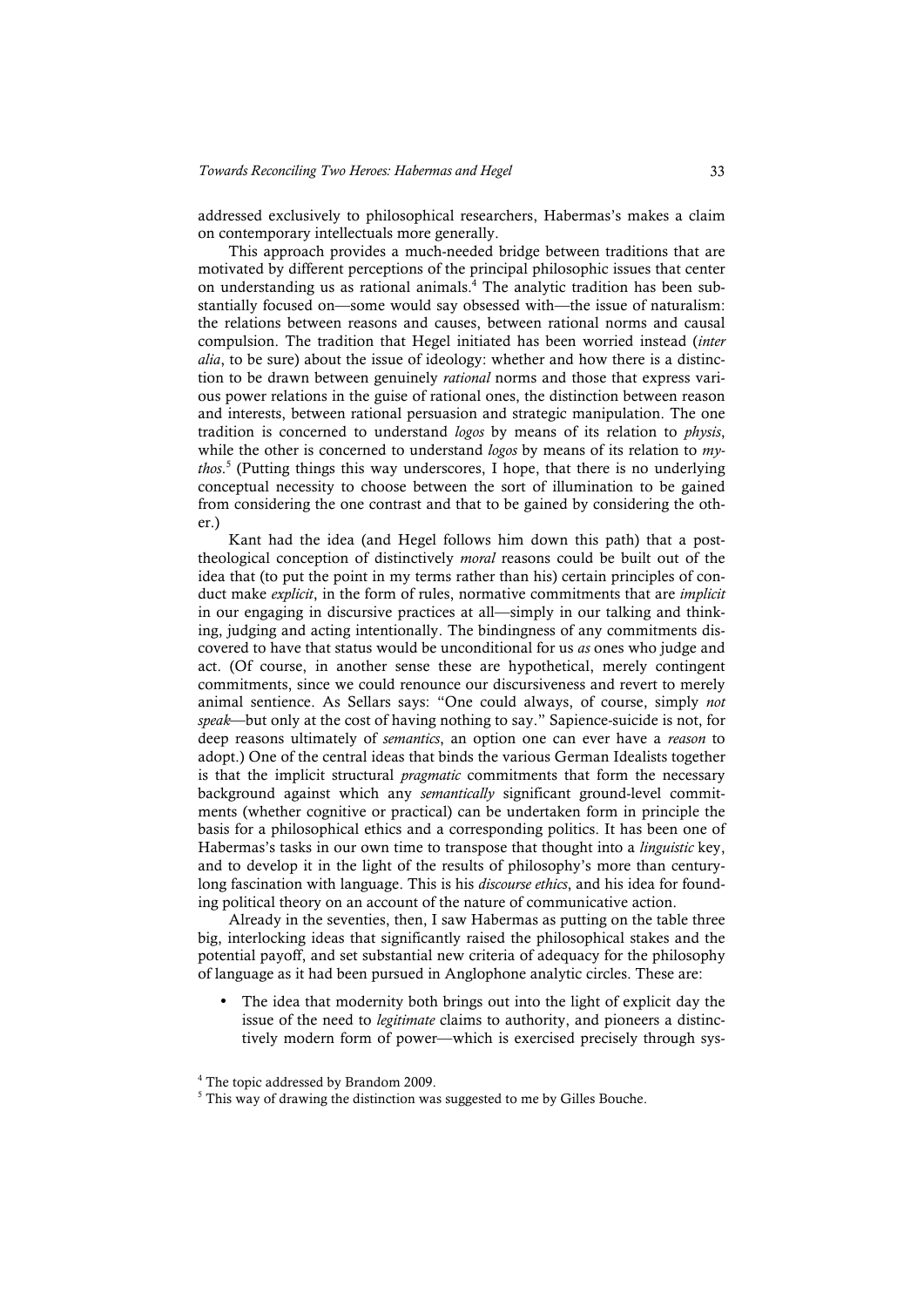addressed exclusively to philosophical researchers, Habermas's makes a claim on contemporary intellectuals more generally.

This approach provides a much-needed bridge between traditions that are motivated by different perceptions of the principal philosophic issues that center on understanding us as rational animals.[4] The analytic tradition has been substantially focused on—some would say obsessed with—the issue of naturalism: the relations between reasons and causes, between rational norms and causal compulsion. The tradition that Hegel initiated has been worried instead (*inter alia*, to be sure) about the issue of ideology: whether and how there is a distinction to be drawn between genuinely *rational* norms and those that express various power relations in the guise of rational ones, the distinction between reason and interests, between rational persuasion and strategic manipulation. The one tradition is concerned to understand *logos* by means of its relation to *physis*, while the other is concerned to understand *logos* by means of its relation to *mythos*.[5] (Putting things this way underscores, I hope, that there is no underlying conceptual necessity to choose between the sort of illumination to be gained from considering the one contrast and that to be gained by considering the other.)

Kant had the idea (and Hegel follows him down this path) that a post-theological conception of distinctively *moral* reasons could be built out of the idea that (to put the point in my terms rather than his) certain principles of conduct make *explicit*, in the form of rules, normative commitments that are *implicit* in our engaging in discursive practices at all—simply in our talking and thinking, judging and acting intentionally. The bindingness of any commitments discovered to have that status would be unconditional for us *as* ones who judge and act. (Of course, in another sense these are hypothetical, merely contingent commitments, since we could renounce our discursiveness and revert to merely animal sentience. As Sellars says: "One could always, of course, simply *not speak*—but only at the cost of having nothing to say." Sapience-suicide is not, for deep reasons ultimately of *semantics*, an option one can ever have a *reason* to adopt.) One of the central ideas that binds the various German Idealists together is that the implicit structural *pragmatic* commitments that form the necessary background against which any *semantically* significant ground-level commitments (whether cognitive or practical) can be undertaken form in principle the basis for a philosophical ethics and a corresponding politics. It has been one of Habermas's tasks in our own time to transpose that thought into a *linguistic* key, and to develop it in the light of the results of philosophy's more than century-long fascination with language. This is his *discourse ethics*, and his idea for founding political theory on an account of the nature of communicative action.

Already in the seventies, then, I saw Habermas as putting on the table three big, interlocking ideas that significantly raised the philosophical stakes and the potential payoff, and set substantial new criteria of adequacy for the philosophy of language as it had been pursued in Anglophone analytic circles. These are:

- The idea that modernity both brings out into the light of explicit day the issue of the need to *legitimate* claims to authority, and pioneers a distinctively modern form of power—which is exercised precisely through sys-

[4] The topic addressed by Brandom 2009.

[5] This way of drawing the distinction was suggested to me by Gilles Bouche.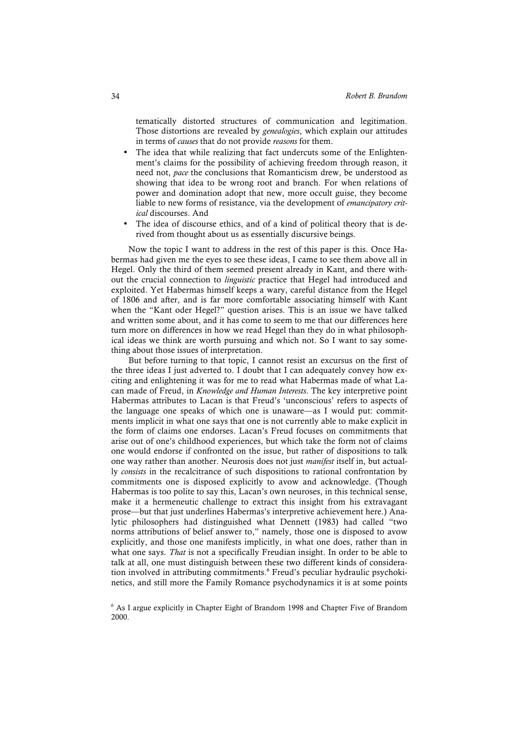tematically distorted structures of communication and legitimation. Those distortions are revealed by *genealogies*, which explain our attitudes in terms of *causes* that do not provide *reasons* for them.

- The idea that while realizing that fact undercuts some of the Enlightenment's claims for the possibility of achieving freedom through reason, it need not, *pace* the conclusions that Romanticism drew, be understood as showing that idea to be wrong root and branch. For when relations of power and domination adopt that new, more occult guise, they become liable to new forms of resistance, via the development of *emancipatory critical* discourses. And
- The idea of discourse ethics, and of a kind of political theory that is derived from thought about us as essentially discursive beings.

Now the topic I want to address in the rest of this paper is this. Once Habermas had given me the eyes to see these ideas, I came to see them above all in Hegel. Only the third of them seemed present already in Kant, and there without the crucial connection to *linguistic* practice that Hegel had introduced and exploited. Yet Habermas himself keeps a wary, careful distance from the Hegel of 1806 and after, and is far more comfortable associating himself with Kant when the "Kant oder Hegel?" question arises. This is an issue we have talked and written some about, and it has come to seem to me that our differences here turn more on differences in how we read Hegel than they do in what philosophical ideas we think are worth pursuing and which not. So I want to say something about those issues of interpretation.

But before turning to that topic, I cannot resist an excursus on the first of the three ideas I just adverted to. I doubt that I can adequately convey how exciting and enlightening it was for me to read what Habermas made of what Lacan made of Freud, in *Knowledge and Human Interests*. The key interpretive point Habermas attributes to Lacan is that Freud's 'unconscious' refers to aspects of the language one speaks of which one is unaware—as I would put: commitments implicit in what one says that one is not currently able to make explicit in the form of claims one endorses. Lacan's Freud focuses on commitments that arise out of one's childhood experiences, but which take the form not of claims one would endorse if confronted on the issue, but rather of dispositions to talk one way rather than another. Neurosis does not just *manifest* itself in, but actually *consists* in the recalcitrance of such dispositions to rational confrontation by commitments one is disposed explicitly to avow and acknowledge. (Though Habermas is too polite to say this, Lacan's own neuroses, in this technical sense, make it a hermeneutic challenge to extract this insight from his extravagant prose—but that just underlines Habermas's interpretive achievement here.) Analytic philosophers had distinguished what Dennett (1983) had called "two norms attributions of belief answer to," namely, those one is disposed to avow explicitly, and those one manifests implicitly, in what one does, rather than in what one says. *That* is not a specifically Freudian insight. In order to be able to talk at all, one must distinguish between these two different kinds of consideration involved in attributing commitments.[6] Freud's peculiar hydraulic psychokinetics, and still more the Family Romance psychodynamics it is at some points

[6] As I argue explicitly in Chapter Eight of Brandom 1998 and Chapter Five of Brandom 2000.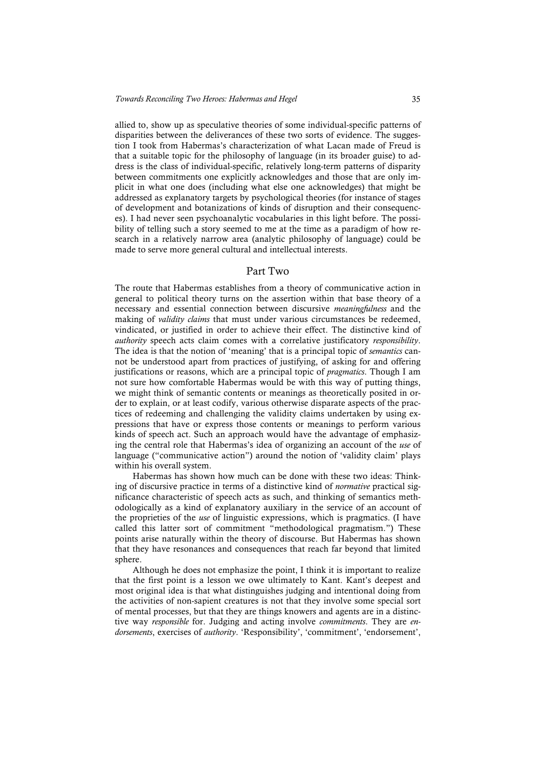allied to, show up as speculative theories of some individual-specific patterns of disparities between the deliverances of these two sorts of evidence. The suggestion I took from Habermas's characterization of what Lacan made of Freud is that a suitable topic for the philosophy of language (in its broader guise) to address is the class of individual-specific, relatively long-term patterns of disparity between commitments one explicitly acknowledges and those that are only implicit in what one does (including what else one acknowledges) that might be addressed as explanatory targets by psychological theories (for instance of stages of development and botanizations of kinds of disruption and their consequences). I had never seen psychoanalytic vocabularies in this light before. The possibility of telling such a story seemed to me at the time as a paradigm of how research in a relatively narrow area (analytic philosophy of language) could be made to serve more general cultural and intellectual interests.

## Part Two

The route that Habermas establishes from a theory of communicative action in general to political theory turns on the assertion within that base theory of a necessary and essential connection between discursive *meaningfulness* and the making of *validity claims* that must under various circumstances be redeemed, vindicated, or justified in order to achieve their effect. The distinctive kind of *authority* speech acts claim comes with a correlative justificatory *responsibility*. The idea is that the notion of 'meaning' that is a principal topic of *semantics* cannot be understood apart from practices of justifying, of asking for and offering justifications or reasons, which are a principal topic of *pragmatics*. Though I am not sure how comfortable Habermas would be with this way of putting things, we might think of semantic contents or meanings as theoretically posited in order to explain, or at least codify, various otherwise disparate aspects of the practices of redeeming and challenging the validity claims undertaken by using expressions that have or express those contents or meanings to perform various kinds of speech act. Such an approach would have the advantage of emphasizing the central role that Habermas's idea of organizing an account of the *use* of language ("communicative action") around the notion of 'validity claim' plays within his overall system.

Habermas has shown how much can be done with these two ideas: Thinking of discursive practice in terms of a distinctive kind of *normative* practical significance characteristic of speech acts as such, and thinking of semantics methodologically as a kind of explanatory auxiliary in the service of an account of the proprieties of the *use* of linguistic expressions, which is pragmatics. (I have called this latter sort of commitment "methodological pragmatism.") These points arise naturally within the theory of discourse. But Habermas has shown that they have resonances and consequences that reach far beyond that limited sphere.

Although he does not emphasize the point, I think it is important to realize that the first point is a lesson we owe ultimately to Kant. Kant's deepest and most original idea is that what distinguishes judging and intentional doing from the activities of non-sapient creatures is not that they involve some special sort of mental processes, but that they are things knowers and agents are in a distinctive way *responsible* for. Judging and acting involve *commitments*. They are *endorsements*, exercises of *authority*. 'Responsibility', 'commitment', 'endorsement',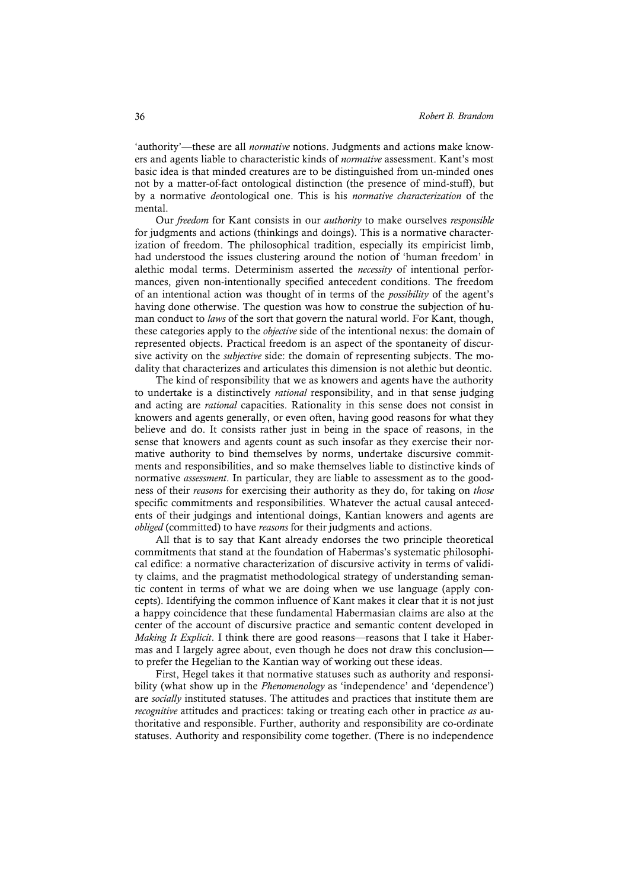'authority'—these are all *normative* notions. Judgments and actions make knowers and agents liable to characteristic kinds of *normative* assessment. Kant's most basic idea is that minded creatures are to be distinguished from un-minded ones not by a matter-of-fact ontological distinction (the presence of mind-stuff), but by a normative *de*ontological one. This is his *normative characterization* of the mental.

Our *freedom* for Kant consists in our *authority* to make ourselves *responsible* for judgments and actions (thinkings and doings). This is a normative characterization of freedom. The philosophical tradition, especially its empiricist limb, had understood the issues clustering around the notion of 'human freedom' in alethic modal terms. Determinism asserted the *necessity* of intentional performances, given non-intentionally specified antecedent conditions. The freedom of an intentional action was thought of in terms of the *possibility* of the agent's having done otherwise. The question was how to construe the subjection of human conduct to *laws* of the sort that govern the natural world. For Kant, though, these categories apply to the *objective* side of the intentional nexus: the domain of represented objects. Practical freedom is an aspect of the spontaneity of discursive activity on the *subjective* side: the domain of representing subjects. The modality that characterizes and articulates this dimension is not alethic but deontic.

The kind of responsibility that we as knowers and agents have the authority to undertake is a distinctively *rational* responsibility, and in that sense judging and acting are *rational* capacities. Rationality in this sense does not consist in knowers and agents generally, or even often, having good reasons for what they believe and do. It consists rather just in being in the space of reasons, in the sense that knowers and agents count as such insofar as they exercise their normative authority to bind themselves by norms, undertake discursive commitments and responsibilities, and so make themselves liable to distinctive kinds of normative *assessment*. In particular, they are liable to assessment as to the goodness of their *reasons* for exercising their authority as they do, for taking on *those* specific commitments and responsibilities. Whatever the actual causal antecedents of their judgings and intentional doings, Kantian knowers and agents are *obliged* (committed) to have *reasons* for their judgments and actions.

All that is to say that Kant already endorses the two principle theoretical commitments that stand at the foundation of Habermas's systematic philosophical edifice: a normative characterization of discursive activity in terms of validity claims, and the pragmatist methodological strategy of understanding semantic content in terms of what we are doing when we use language (apply concepts). Identifying the common influence of Kant makes it clear that it is not just a happy coincidence that these fundamental Habermasian claims are also at the center of the account of discursive practice and semantic content developed in *Making It Explicit*. I think there are good reasons—reasons that I take it Habermas and I largely agree about, even though he does not draw this conclusion—to prefer the Hegelian to the Kantian way of working out these ideas.

First, Hegel takes it that normative statuses such as authority and responsibility (what show up in the *Phenomenology* as 'independence' and 'dependence') are *socially* instituted statuses. The attitudes and practices that institute them are *recognitive* attitudes and practices: taking or treating each other in practice *as* authoritative and responsible. Further, authority and responsibility are co-ordinate statuses. Authority and responsibility come together. (There is no independence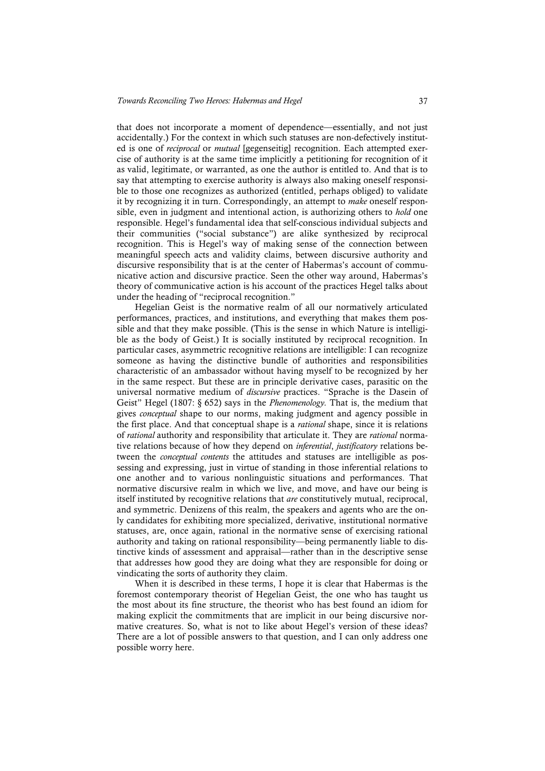that does not incorporate a moment of dependence—essentially, and not just accidentally.) For the context in which such statuses are non-defectively instituted is one of *reciprocal* or *mutual* [gegenseitig] recognition. Each attempted exercise of authority is at the same time implicitly a petitioning for recognition of it as valid, legitimate, or warranted, as one the author is entitled to. And that is to say that attempting to exercise authority is always also making oneself responsible to those one recognizes as authorized (entitled, perhaps obliged) to validate it by recognizing it in turn. Correspondingly, an attempt to *make* oneself responsible, even in judgment and intentional action, is authorizing others to *hold* one responsible. Hegel's fundamental idea that self-conscious individual subjects and their communities ("social substance") are alike synthesized by reciprocal recognition. This is Hegel's way of making sense of the connection between meaningful speech acts and validity claims, between discursive authority and discursive responsibility that is at the center of Habermas's account of communicative action and discursive practice. Seen the other way around, Habermas's theory of communicative action is his account of the practices Hegel talks about under the heading of "reciprocal recognition."

Hegelian Geist is the normative realm of all our normatively articulated performances, practices, and institutions, and everything that makes them possible and that they make possible. (This is the sense in which Nature is intelligible as the body of Geist.) It is socially instituted by reciprocal recognition. In particular cases, asymmetric recognitive relations are intelligible: I can recognize someone as having the distinctive bundle of authorities and responsibilities characteristic of an ambassador without having myself to be recognized by her in the same respect. But these are in principle derivative cases, parasitic on the universal normative medium of *discursive* practices. "Sprache is the Dasein of Geist" Hegel (1807: § 652) says in the *Phenomenology.* That is, the medium that gives *conceptual* shape to our norms, making judgment and agency possible in the first place. And that conceptual shape is a *rational* shape, since it is relations of *rational* authority and responsibility that articulate it. They are *rational* normative relations because of how they depend on *inferential*, *justificatory* relations between the *conceptual contents* the attitudes and statuses are intelligible as possessing and expressing, just in virtue of standing in those inferential relations to one another and to various nonlinguistic situations and performances. That normative discursive realm in which we live, and move, and have our being is itself instituted by recognitive relations that *are* constitutively mutual, reciprocal, and symmetric. Denizens of this realm, the speakers and agents who are the only candidates for exhibiting more specialized, derivative, institutional normative statuses, are, once again, rational in the normative sense of exercising rational authority and taking on rational responsibility—being permanently liable to distinctive kinds of assessment and appraisal—rather than in the descriptive sense that addresses how good they are doing what they are responsible for doing or vindicating the sorts of authority they claim.

When it is described in these terms, I hope it is clear that Habermas is the foremost contemporary theorist of Hegelian Geist, the one who has taught us the most about its fine structure, the theorist who has best found an idiom for making explicit the commitments that are implicit in our being discursive normative creatures. So, what is not to like about Hegel's version of these ideas? There are a lot of possible answers to that question, and I can only address one possible worry here.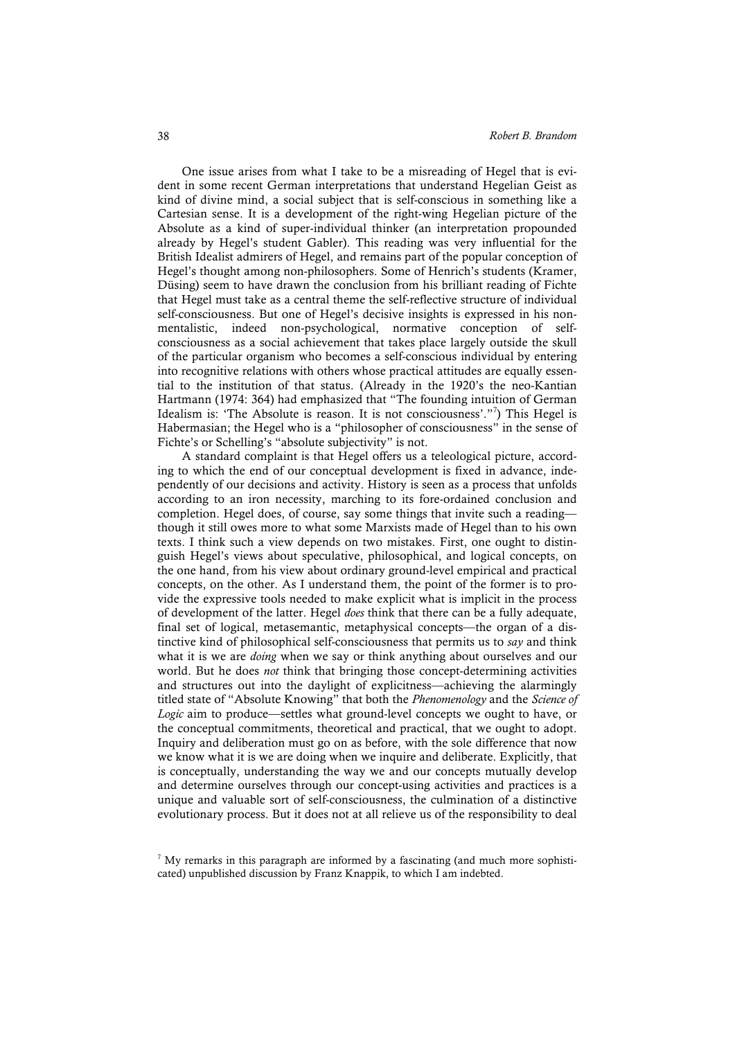One issue arises from what I take to be a misreading of Hegel that is evident in some recent German interpretations that understand Hegelian Geist as kind of divine mind, a social subject that is self-conscious in something like a Cartesian sense. It is a development of the right-wing Hegelian picture of the Absolute as a kind of super-individual thinker (an interpretation propounded already by Hegel's student Gabler). This reading was very influential for the British Idealist admirers of Hegel, and remains part of the popular conception of Hegel's thought among non-philosophers. Some of Henrich's students (Kramer, Düsing) seem to have drawn the conclusion from his brilliant reading of Fichte that Hegel must take as a central theme the self-reflective structure of individual self-consciousness. But one of Hegel's decisive insights is expressed in his non-mentalistic, indeed non-psychological, normative conception of self-consciousness as a social achievement that takes place largely outside the skull of the particular organism who becomes a self-conscious individual by entering into recognitive relations with others whose practical attitudes are equally essential to the institution of that status. (Already in the 1920's the neo-Kantian Hartmann (1974: 364) had emphasized that "The founding intuition of German Idealism is: 'The Absolute is reason. It is not consciousness'."[7]) This Hegel is Habermasian; the Hegel who is a "philosopher of consciousness" in the sense of Fichte's or Schelling's "absolute subjectivity" is not.

A standard complaint is that Hegel offers us a teleological picture, according to which the end of our conceptual development is fixed in advance, independently of our decisions and activity. History is seen as a process that unfolds according to an iron necessity, marching to its fore-ordained conclusion and completion. Hegel does, of course, say some things that invite such a reading—though it still owes more to what some Marxists made of Hegel than to his own texts. I think such a view depends on two mistakes. First, one ought to distinguish Hegel's views about speculative, philosophical, and logical concepts, on the one hand, from his view about ordinary ground-level empirical and practical concepts, on the other. As I understand them, the point of the former is to provide the expressive tools needed to make explicit what is implicit in the process of development of the latter. Hegel *does* think that there can be a fully adequate, final set of logical, metasemantic, metaphysical concepts—the organ of a distinctive kind of philosophical self-consciousness that permits us to *say* and think what it is we are *doing* when we say or think anything about ourselves and our world. But he does *not* think that bringing those concept-determining activities and structures out into the daylight of explicitness—achieving the alarmingly titled state of "Absolute Knowing" that both the *Phenomenology* and the *Science of Logic* aim to produce—settles what ground-level concepts we ought to have, or the conceptual commitments, theoretical and practical, that we ought to adopt. Inquiry and deliberation must go on as before, with the sole difference that now we know what it is we are doing when we inquire and deliberate. Explicitly, that is conceptually, understanding the way we and our concepts mutually develop and determine ourselves through our concept-using activities and practices is a unique and valuable sort of self-consciousness, the culmination of a distinctive evolutionary process. But it does not at all relieve us of the responsibility to deal

[7] My remarks in this paragraph are informed by a fascinating (and much more sophisticated) unpublished discussion by Franz Knappik, to which I am indebted.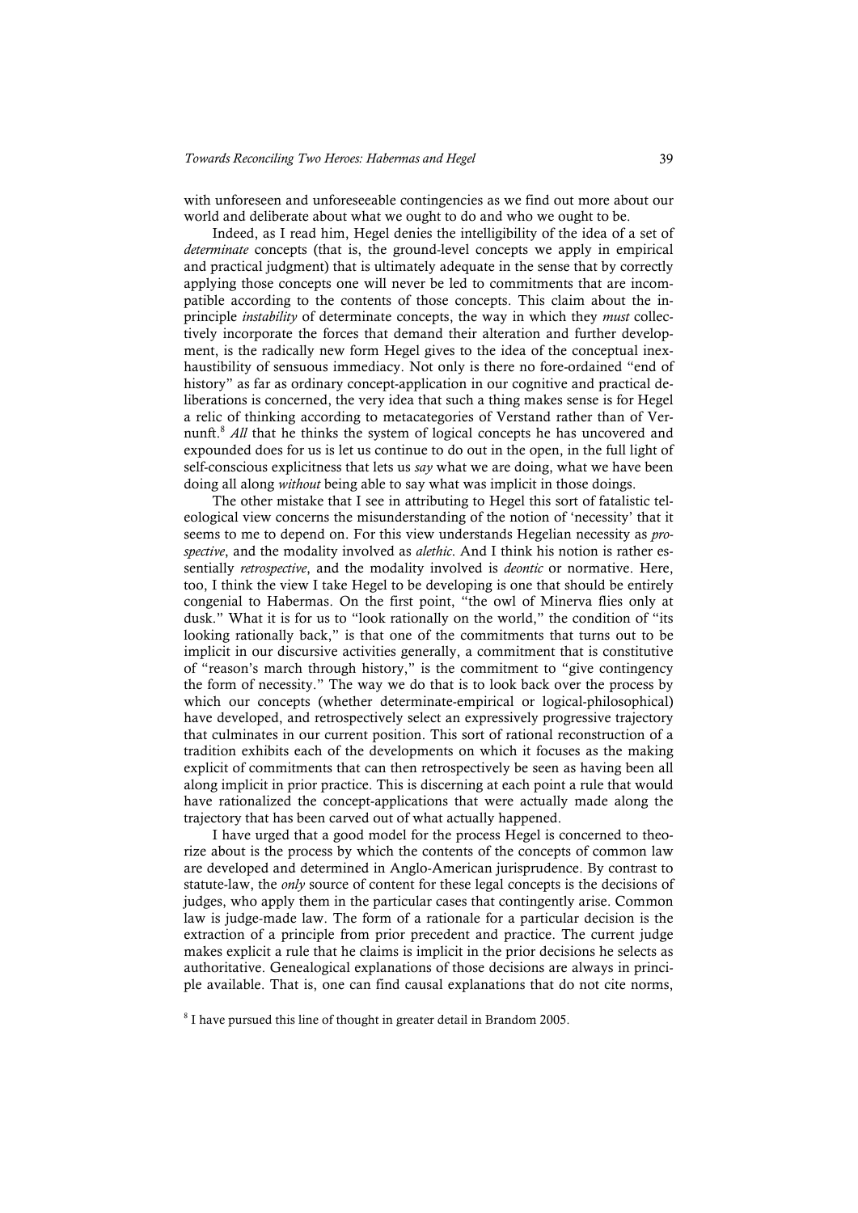with unforeseen and unforeseeable contingencies as we find out more about our world and deliberate about what we ought to do and who we ought to be.

Indeed, as I read him, Hegel denies the intelligibility of the idea of a set of *determinate* concepts (that is, the ground-level concepts we apply in empirical and practical judgment) that is ultimately adequate in the sense that by correctly applying those concepts one will never be led to commitments that are incompatible according to the contents of those concepts. This claim about the in-principle *instability* of determinate concepts, the way in which they *must* collectively incorporate the forces that demand their alteration and further development, is the radically new form Hegel gives to the idea of the conceptual inexhaustibility of sensuous immediacy. Not only is there no fore-ordained "end of history" as far as ordinary concept-application in our cognitive and practical deliberations is concerned, the very idea that such a thing makes sense is for Hegel a relic of thinking according to metacategories of Verstand rather than of Vernunft.[8] *All* that he thinks the system of logical concepts he has uncovered and expounded does for us is let us continue to do out in the open, in the full light of self-conscious explicitness that lets us *say* what we are doing, what we have been doing all along *without* being able to say what was implicit in those doings.

The other mistake that I see in attributing to Hegel this sort of fatalistic teleological view concerns the misunderstanding of the notion of 'necessity' that it seems to me to depend on. For this view understands Hegelian necessity as *prospective*, and the modality involved as *alethic*. And I think his notion is rather essentially *retrospective*, and the modality involved is *deontic* or normative. Here, too, I think the view I take Hegel to be developing is one that should be entirely congenial to Habermas. On the first point, "the owl of Minerva flies only at dusk." What it is for us to "look rationally on the world," the condition of "its looking rationally back," is that one of the commitments that turns out to be implicit in our discursive activities generally, a commitment that is constitutive of "reason's march through history," is the commitment to "give contingency the form of necessity." The way we do that is to look back over the process by which our concepts (whether determinate-empirical or logical-philosophical) have developed, and retrospectively select an expressively progressive trajectory that culminates in our current position. This sort of rational reconstruction of a tradition exhibits each of the developments on which it focuses as the making explicit of commitments that can then retrospectively be seen as having been all along implicit in prior practice. This is discerning at each point a rule that would have rationalized the concept-applications that were actually made along the trajectory that has been carved out of what actually happened.

I have urged that a good model for the process Hegel is concerned to theorize about is the process by which the contents of the concepts of common law are developed and determined in Anglo-American jurisprudence. By contrast to statute-law, the *only* source of content for these legal concepts is the decisions of judges, who apply them in the particular cases that contingently arise. Common law is judge-made law. The form of a rationale for a particular decision is the extraction of a principle from prior precedent and practice. The current judge makes explicit a rule that he claims is implicit in the prior decisions he selects as authoritative. Genealogical explanations of those decisions are always in principle available. That is, one can find causal explanations that do not cite norms,

[8] I have pursued this line of thought in greater detail in Brandom 2005.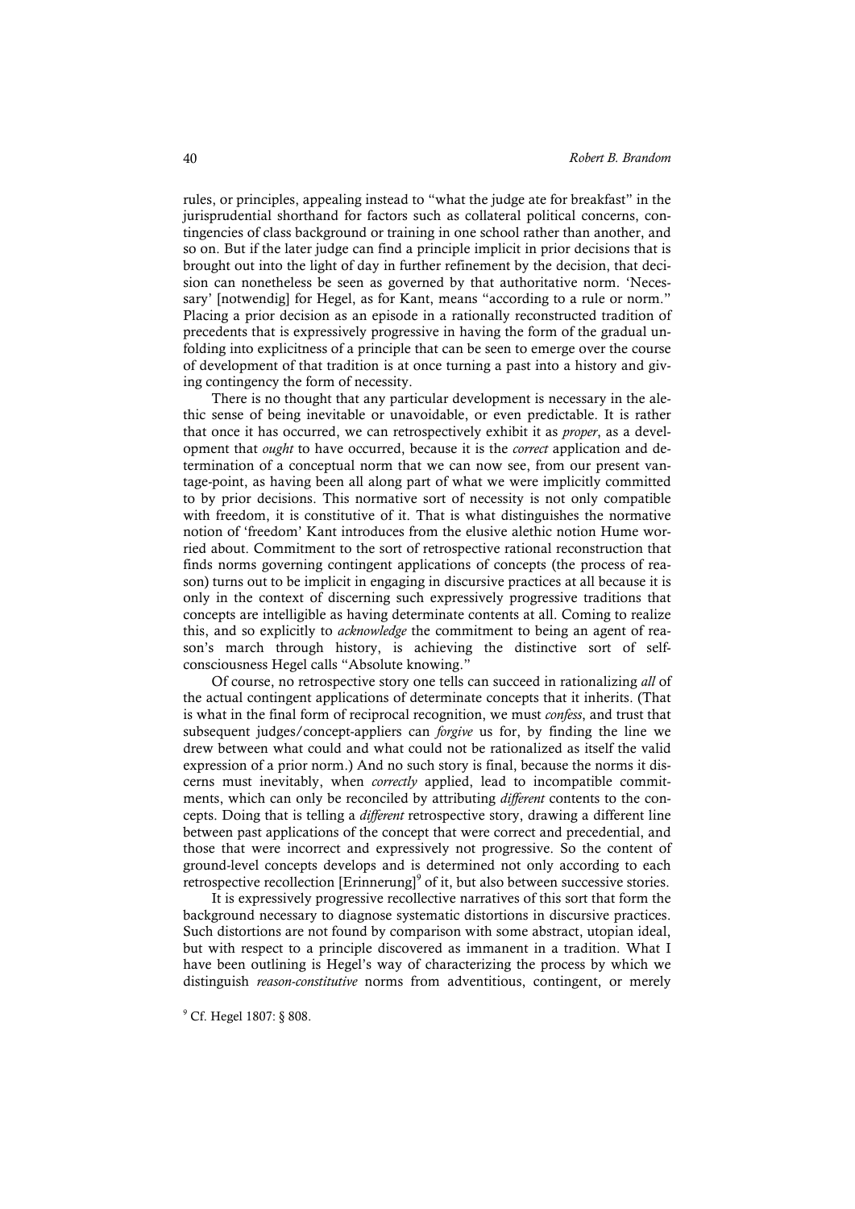rules, or principles, appealing instead to "what the judge ate for breakfast" in the jurisprudential shorthand for factors such as collateral political concerns, contingencies of class background or training in one school rather than another, and so on. But if the later judge can find a principle implicit in prior decisions that is brought out into the light of day in further refinement by the decision, that decision can nonetheless be seen as governed by that authoritative norm. 'Necessary' [notwendig] for Hegel, as for Kant, means "according to a rule or norm." Placing a prior decision as an episode in a rationally reconstructed tradition of precedents that is expressively progressive in having the form of the gradual unfolding into explicitness of a principle that can be seen to emerge over the course of development of that tradition is at once turning a past into a history and giving contingency the form of necessity.

There is no thought that any particular development is necessary in the alethic sense of being inevitable or unavoidable, or even predictable. It is rather that once it has occurred, we can retrospectively exhibit it as *proper*, as a development that *ought* to have occurred, because it is the *correct* application and determination of a conceptual norm that we can now see, from our present vantage-point, as having been all along part of what we were implicitly committed to by prior decisions. This normative sort of necessity is not only compatible with freedom, it is constitutive of it. That is what distinguishes the normative notion of 'freedom' Kant introduces from the elusive alethic notion Hume worried about. Commitment to the sort of retrospective rational reconstruction that finds norms governing contingent applications of concepts (the process of reason) turns out to be implicit in engaging in discursive practices at all because it is only in the context of discerning such expressively progressive traditions that concepts are intelligible as having determinate contents at all. Coming to realize this, and so explicitly to *acknowledge* the commitment to being an agent of reason's march through history, is achieving the distinctive sort of self-consciousness Hegel calls "Absolute knowing."

Of course, no retrospective story one tells can succeed in rationalizing *all* of the actual contingent applications of determinate concepts that it inherits. (That is what in the final form of reciprocal recognition, we must *confess*, and trust that subsequent judges/concept-appliers can *forgive* us for, by finding the line we drew between what could and what could not be rationalized as itself the valid expression of a prior norm.) And no such story is final, because the norms it discerns must inevitably, when *correctly* applied, lead to incompatible commitments, which can only be reconciled by attributing *different* contents to the concepts. Doing that is telling a *different* retrospective story, drawing a different line between past applications of the concept that were correct and precedential, and those that were incorrect and expressively not progressive. So the content of ground-level concepts develops and is determined not only according to each retrospective recollection [Erinnerung][9] of it, but also between successive stories.

It is expressively progressive recollective narratives of this sort that form the background necessary to diagnose systematic distortions in discursive practices. Such distortions are not found by comparison with some abstract, utopian ideal, but with respect to a principle discovered as immanent in a tradition. What I have been outlining is Hegel's way of characterizing the process by which we distinguish *reason-constitutive* norms from adventitious, contingent, or merely

[9] Cf. Hegel 1807: § 808.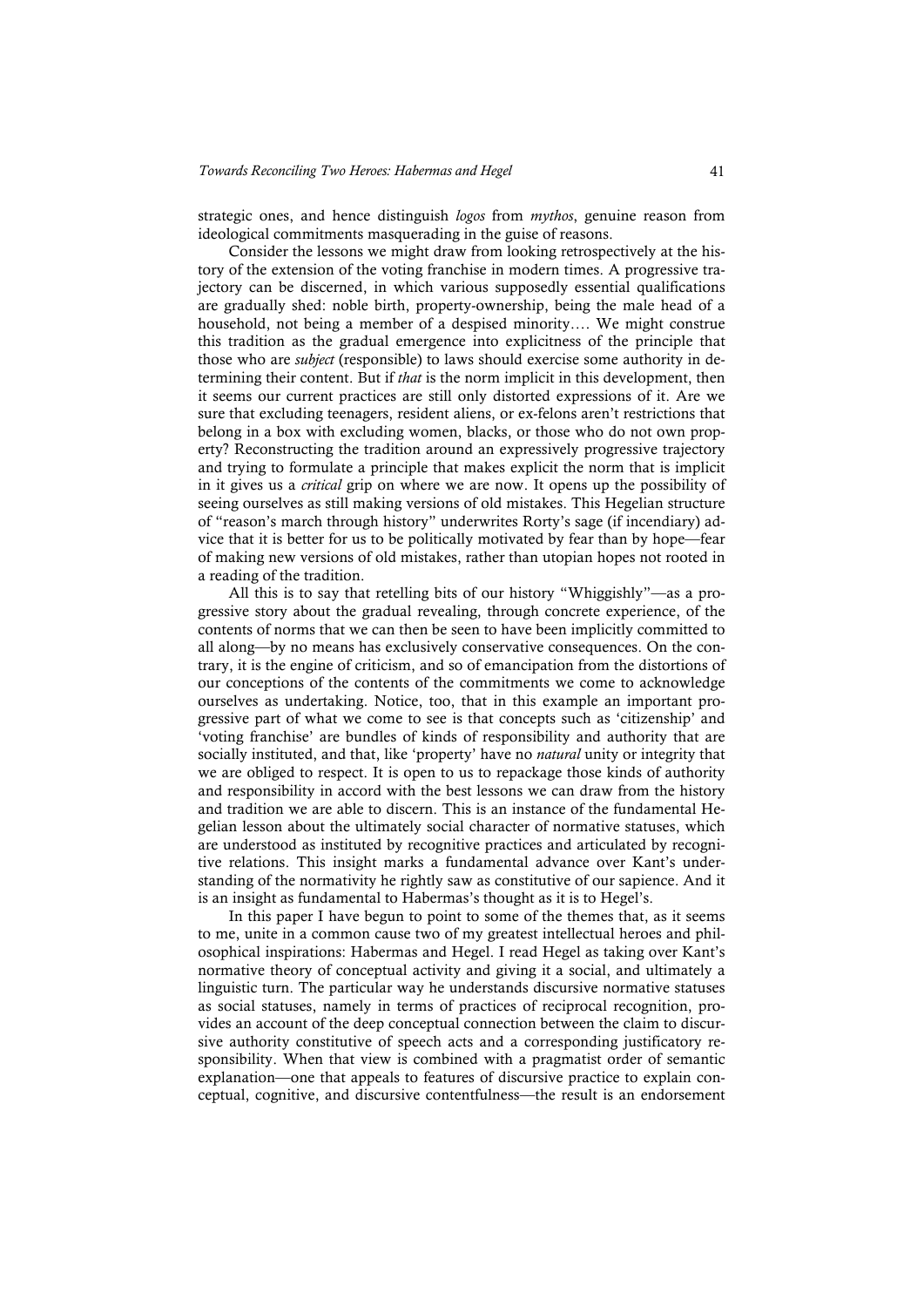strategic ones, and hence distinguish *logos* from *mythos*, genuine reason from ideological commitments masquerading in the guise of reasons.

Consider the lessons we might draw from looking retrospectively at the history of the extension of the voting franchise in modern times. A progressive trajectory can be discerned, in which various supposedly essential qualifications are gradually shed: noble birth, property-ownership, being the male head of a household, not being a member of a despised minority…. We might construe this tradition as the gradual emergence into explicitness of the principle that those who are *subject* (responsible) to laws should exercise some authority in determining their content. But if *that* is the norm implicit in this development, then it seems our current practices are still only distorted expressions of it. Are we sure that excluding teenagers, resident aliens, or ex-felons aren't restrictions that belong in a box with excluding women, blacks, or those who do not own property? Reconstructing the tradition around an expressively progressive trajectory and trying to formulate a principle that makes explicit the norm that is implicit in it gives us a *critical* grip on where we are now. It opens up the possibility of seeing ourselves as still making versions of old mistakes. This Hegelian structure of "reason's march through history" underwrites Rorty's sage (if incendiary) advice that it is better for us to be politically motivated by fear than by hope—fear of making new versions of old mistakes, rather than utopian hopes not rooted in a reading of the tradition.

All this is to say that retelling bits of our history "Whiggishly"—as a progressive story about the gradual revealing, through concrete experience, of the contents of norms that we can then be seen to have been implicitly committed to all along—by no means has exclusively conservative consequences. On the contrary, it is the engine of criticism, and so of emancipation from the distortions of our conceptions of the contents of the commitments we come to acknowledge ourselves as undertaking. Notice, too, that in this example an important progressive part of what we come to see is that concepts such as 'citizenship' and 'voting franchise' are bundles of kinds of responsibility and authority that are socially instituted, and that, like 'property' have no *natural* unity or integrity that we are obliged to respect. It is open to us to repackage those kinds of authority and responsibility in accord with the best lessons we can draw from the history and tradition we are able to discern. This is an instance of the fundamental Hegelian lesson about the ultimately social character of normative statuses, which are understood as instituted by recognitive practices and articulated by recognitive relations. This insight marks a fundamental advance over Kant's understanding of the normativity he rightly saw as constitutive of our sapience. And it is an insight as fundamental to Habermas's thought as it is to Hegel's.

In this paper I have begun to point to some of the themes that, as it seems to me, unite in a common cause two of my greatest intellectual heroes and philosophical inspirations: Habermas and Hegel. I read Hegel as taking over Kant's normative theory of conceptual activity and giving it a social, and ultimately a linguistic turn. The particular way he understands discursive normative statuses as social statuses, namely in terms of practices of reciprocal recognition, provides an account of the deep conceptual connection between the claim to discursive authority constitutive of speech acts and a corresponding justificatory responsibility. When that view is combined with a pragmatist order of semantic explanation—one that appeals to features of discursive practice to explain conceptual, cognitive, and discursive contentfulness—the result is an endorsement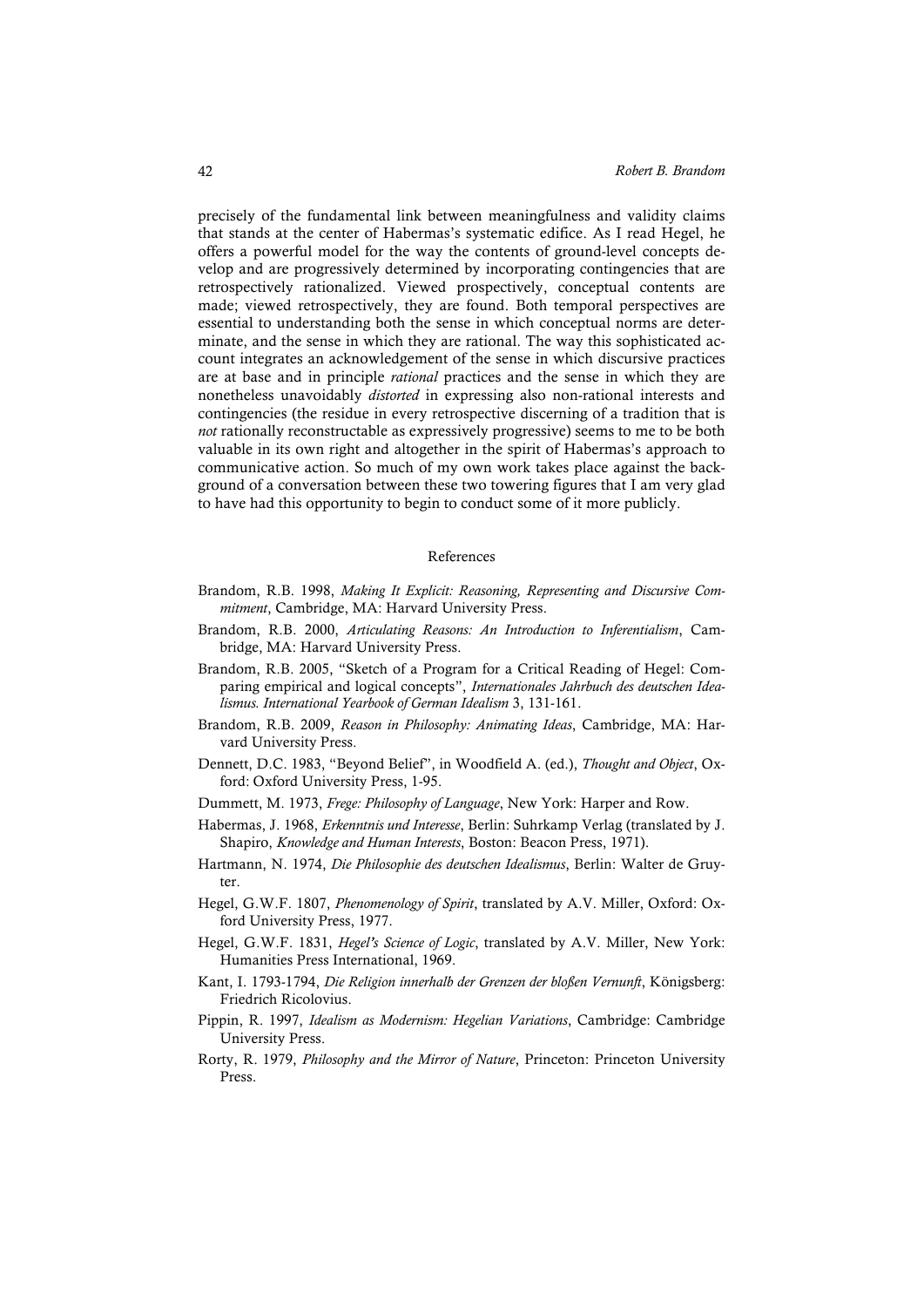precisely of the fundamental link between meaningfulness and validity claims that stands at the center of Habermas's systematic edifice. As I read Hegel, he offers a powerful model for the way the contents of ground-level concepts develop and are progressively determined by incorporating contingencies that are retrospectively rationalized. Viewed prospectively, conceptual contents are made; viewed retrospectively, they are found. Both temporal perspectives are essential to understanding both the sense in which conceptual norms are determinate, and the sense in which they are rational. The way this sophisticated account integrates an acknowledgement of the sense in which discursive practices are at base and in principle *rational* practices and the sense in which they are nonetheless unavoidably *distorted* in expressing also non-rational interests and contingencies (the residue in every retrospective discerning of a tradition that is *not* rationally reconstructable as expressively progressive) seems to me to be both valuable in its own right and altogether in the spirit of Habermas's approach to communicative action. So much of my own work takes place against the background of a conversation between these two towering figures that I am very glad to have had this opportunity to begin to conduct some of it more publicly.

## References

Brandom, R.B. 1998, *Making It Explicit: Reasoning, Representing and Discursive Commitment*, Cambridge, MA: Harvard University Press.

Brandom, R.B. 2000, *Articulating Reasons: An Introduction to Inferentialism*, Cambridge, MA: Harvard University Press.

Brandom, R.B. 2005, "Sketch of a Program for a Critical Reading of Hegel: Comparing empirical and logical concepts", *Internationales Jahrbuch des deutschen Idealismus. International Yearbook of German Idealism* 3, 131-161.

Brandom, R.B. 2009, *Reason in Philosophy: Animating Ideas*, Cambridge, MA: Harvard University Press.

Dennett, D.C. 1983, "Beyond Belief", in Woodfield A. (ed.), *Thought and Object*, Oxford: Oxford University Press, 1-95.

Dummett, M. 1973, *Frege: Philosophy of Language*, New York: Harper and Row.

Habermas, J. 1968, *Erkenntnis und Interesse*, Berlin: Suhrkamp Verlag (translated by J. Shapiro, *Knowledge and Human Interests*, Boston: Beacon Press, 1971).

Hartmann, N. 1974, *Die Philosophie des deutschen Idealismus*, Berlin: Walter de Gruyter.

Hegel, G.W.F. 1807, *Phenomenology of Spirit*, translated by A.V. Miller, Oxford: Oxford University Press, 1977.

Hegel, G.W.F. 1831, *Hegel's Science of Logic*, translated by A.V. Miller, New York: Humanities Press International, 1969.

Kant, I. 1793-1794, *Die Religion innerhalb der Grenzen der bloßen Vernunft*, Königsberg: Friedrich Ricolovius.

Pippin, R. 1997, *Idealism as Modernism: Hegelian Variations*, Cambridge: Cambridge University Press.

Rorty, R. 1979, *Philosophy and the Mirror of Nature*, Princeton: Princeton University Press.